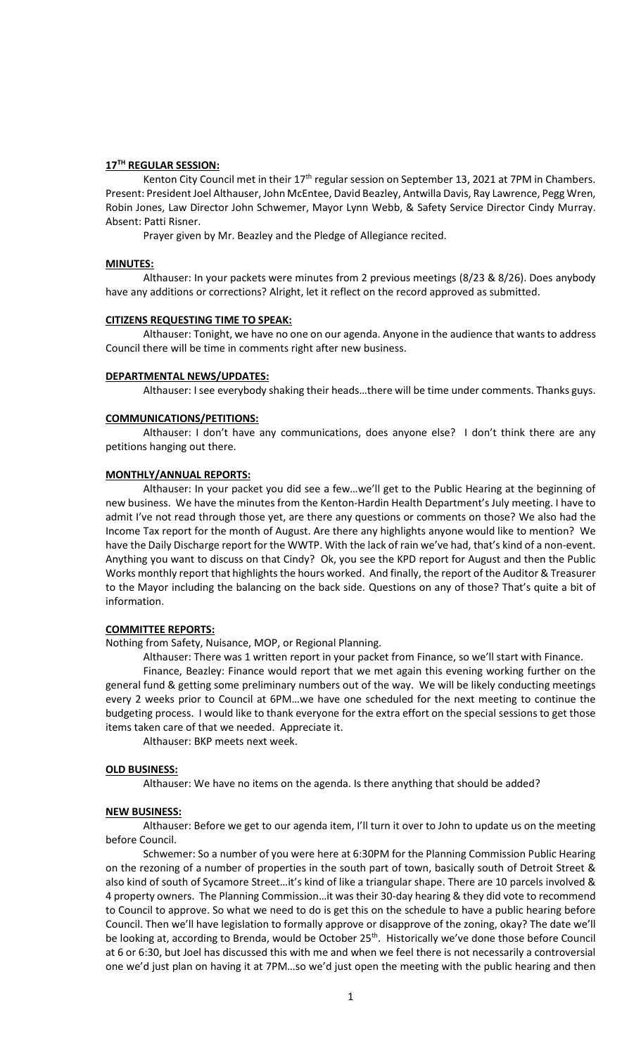**17TH REGULAR SESSION:**

Kenton City Council met in their 17th regular session on September 13, 2021 at 7PM in Chambers. Present: President Joel Althauser, John McEntee, David Beazley, Antwilla Davis, Ray Lawrence, Pegg Wren, Robin Jones, Law Director John Schwemer, Mayor Lynn Webb, & Safety Service Director Cindy Murray. Absent: Patti Risner.

Prayer given by Mr. Beazley and the Pledge of Allegiance recited.

**MINUTES:**

Althauser: In your packets were minutes from 2 previous meetings (8/23 & 8/26). Does anybody have any additions or corrections? Alright, let it reflect on the record approved as submitted.

**CITIZENS REQUESTING TIME TO SPEAK:**

Althauser: Tonight, we have no one on our agenda. Anyone in the audience that wants to address Council there will be time in comments right after new business.

**DEPARTMENTAL NEWS/UPDATES:**

Althauser: I see everybody shaking their heads…there will be time under comments. Thanks guys.

**COMMUNICATIONS/PETITIONS:**

Althauser: I don't have any communications, does anyone else? I don't think there are any petitions hanging out there.

**MONTHLY/ANNUAL REPORTS:**

Althauser: In your packet you did see a few…we'll get to the Public Hearing at the beginning of new business. We have the minutes from the Kenton-Hardin Health Department's July meeting. I have to admit I've not read through those yet, are there any questions or comments on those? We also had the Income Tax report for the month of August. Are there any highlights anyone would like to mention? We have the Daily Discharge report for the WWTP. With the lack of rain we've had, that's kind of a non-event. Anything you want to discuss on that Cindy? Ok, you see the KPD report for August and then the Public Works monthly report that highlights the hours worked. And finally, the report of the Auditor & Treasurer to the Mayor including the balancing on the back side. Questions on any of those? That's quite a bit of information.

**COMMITTEE REPORTS:**

Nothing from Safety, Nuisance, MOP, or Regional Planning.

Althauser: There was 1 written report in your packet from Finance, so we'll start with Finance.

Finance, Beazley: Finance would report that we met again this evening working further on the general fund & getting some preliminary numbers out of the way. We will be likely conducting meetings every 2 weeks prior to Council at 6PM…we have one scheduled for the next meeting to continue the budgeting process. I would like to thank everyone for the extra effort on the special sessions to get those items taken care of that we needed. Appreciate it.

Althauser: BKP meets next week.

**OLD BUSINESS:**

Althauser: We have no items on the agenda. Is there anything that should be added?

**NEW BUSINESS:**

Althauser: Before we get to our agenda item, I'll turn it over to John to update us on the meeting before Council.

Schwemer: So a number of you were here at 6:30PM for the Planning Commission Public Hearing on the rezoning of a number of properties in the south part of town, basically south of Detroit Street & also kind of south of Sycamore Street…it's kind of like a triangular shape. There are 10 parcels involved & 4 property owners. The Planning Commission…it was their 30-day hearing & they did vote to recommend to Council to approve. So what we need to do is get this on the schedule to have a public hearing before Council. Then we'll have legislation to formally approve or disapprove of the zoning, okay? The date we'll be looking at, according to Brenda, would be October 25th. Historically we've done those before Council at 6 or 6:30, but Joel has discussed this with me and when we feel there is not necessarily a controversial one we'd just plan on having it at 7PM…so we'd just open the meeting with the public hearing and then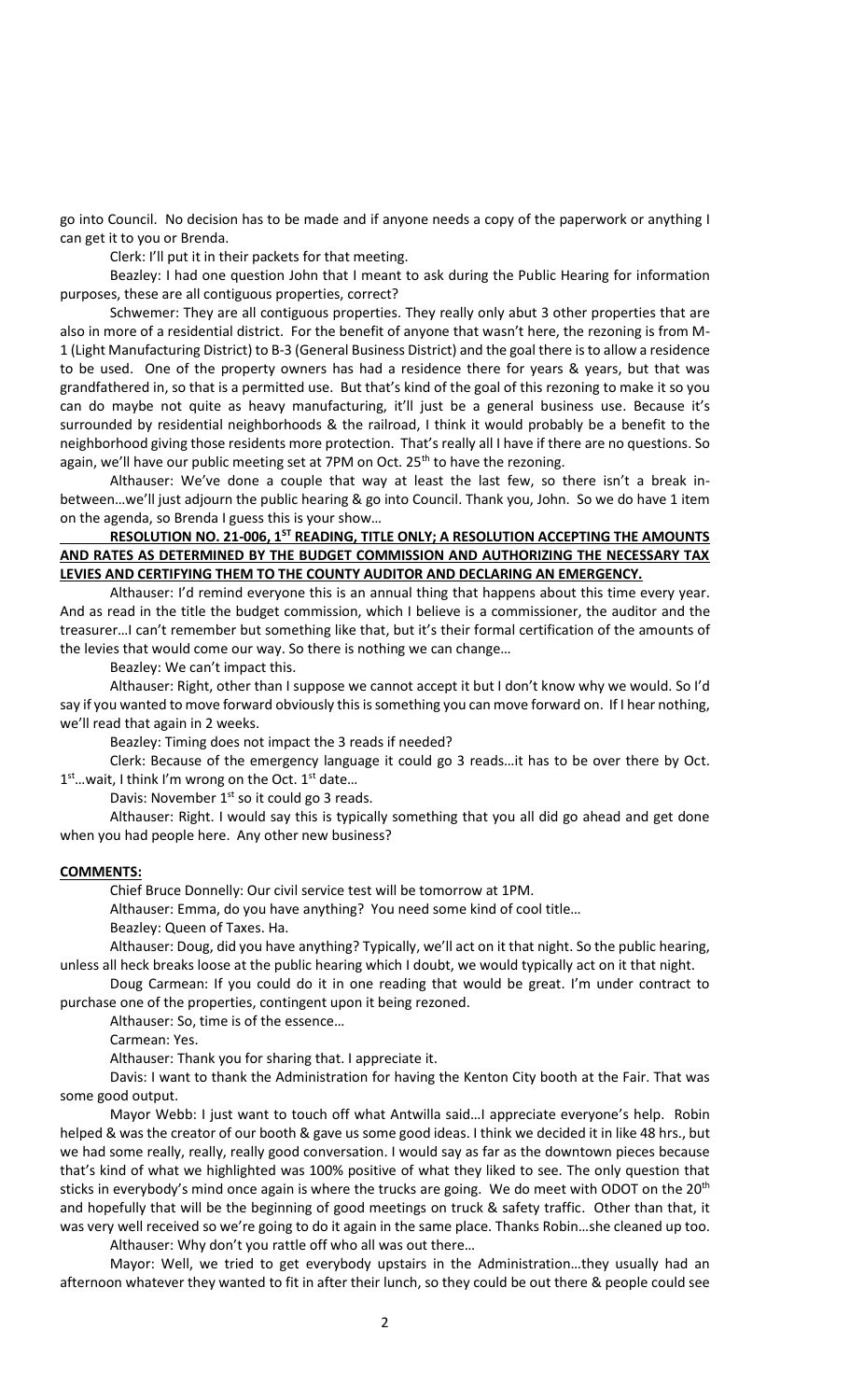go into Council. No decision has to be made and if anyone needs a copy of the paperwork or anything I can get it to you or Brenda.

Clerk: I'll put it in their packets for that meeting.

Beazley: I had one question John that I meant to ask during the Public Hearing for information purposes, these are all contiguous properties, correct?

Schwemer: They are all contiguous properties. They really only abut 3 other properties that are also in more of a residential district. For the benefit of anyone that wasn't here, the rezoning is from M-1 (Light Manufacturing District) to B-3 (General Business District) and the goal there is to allow a residence to be used. One of the property owners has had a residence there for years & years, but that was grandfathered in, so that is a permitted use. But that's kind of the goal of this rezoning to make it so you can do maybe not quite as heavy manufacturing, it'll just be a general business use. Because it's surrounded by residential neighborhoods & the railroad, I think it would probably be a benefit to the neighborhood giving those residents more protection. That's really all I have if there are no questions. So again, we'll have our public meeting set at 7PM on Oct. 25th to have the rezoning.

Althauser: We've done a couple that way at least the last few, so there isn't a break in-between…we'll just adjourn the public hearing & go into Council. Thank you, John. So we do have 1 item on the agenda, so Brenda I guess this is your show…

**RESOLUTION NO. 21-006, 1ST READING, TITLE ONLY; A RESOLUTION ACCEPTING THE AMOUNTS AND RATES AS DETERMINED BY THE BUDGET COMMISSION AND AUTHORIZING THE NECESSARY TAX LEVIES AND CERTIFYING THEM TO THE COUNTY AUDITOR AND DECLARING AN EMERGENCY.**

Althauser: I'd remind everyone this is an annual thing that happens about this time every year. And as read in the title the budget commission, which I believe is a commissioner, the auditor and the treasurer…I can't remember but something like that, but it's their formal certification of the amounts of the levies that would come our way. So there is nothing we can change…

Beazley: We can't impact this.

Althauser: Right, other than I suppose we cannot accept it but I don't know why we would. So I'd say if you wanted to move forward obviously this is something you can move forward on. If I hear nothing, we'll read that again in 2 weeks.

Beazley: Timing does not impact the 3 reads if needed?

Clerk: Because of the emergency language it could go 3 reads…it has to be over there by Oct. 1st…wait, I think I'm wrong on the Oct. 1st date…

Davis: November 1st so it could go 3 reads.

Althauser: Right. I would say this is typically something that you all did go ahead and get done when you had people here. Any other new business?

**COMMENTS:**

Chief Bruce Donnelly: Our civil service test will be tomorrow at 1PM.

Althauser: Emma, do you have anything? You need some kind of cool title…

Beazley: Queen of Taxes. Ha.

Althauser: Doug, did you have anything? Typically, we'll act on it that night. So the public hearing, unless all heck breaks loose at the public hearing which I doubt, we would typically act on it that night.

Doug Carmean: If you could do it in one reading that would be great. I'm under contract to purchase one of the properties, contingent upon it being rezoned.

Althauser: So, time is of the essence…

Carmean: Yes.

Althauser: Thank you for sharing that. I appreciate it.

Davis: I want to thank the Administration for having the Kenton City booth at the Fair. That was some good output.

Mayor Webb: I just want to touch off what Antwilla said…I appreciate everyone's help. Robin helped & was the creator of our booth & gave us some good ideas. I think we decided it in like 48 hrs., but we had some really, really, really good conversation. I would say as far as the downtown pieces because that's kind of what we highlighted was 100% positive of what they liked to see. The only question that sticks in everybody's mind once again is where the trucks are going. We do meet with ODOT on the 20th and hopefully that will be the beginning of good meetings on truck & safety traffic. Other than that, it was very well received so we're going to do it again in the same place. Thanks Robin…she cleaned up too.

Althauser: Why don't you rattle off who all was out there…

Mayor: Well, we tried to get everybody upstairs in the Administration…they usually had an afternoon whatever they wanted to fit in after their lunch, so they could be out there & people could see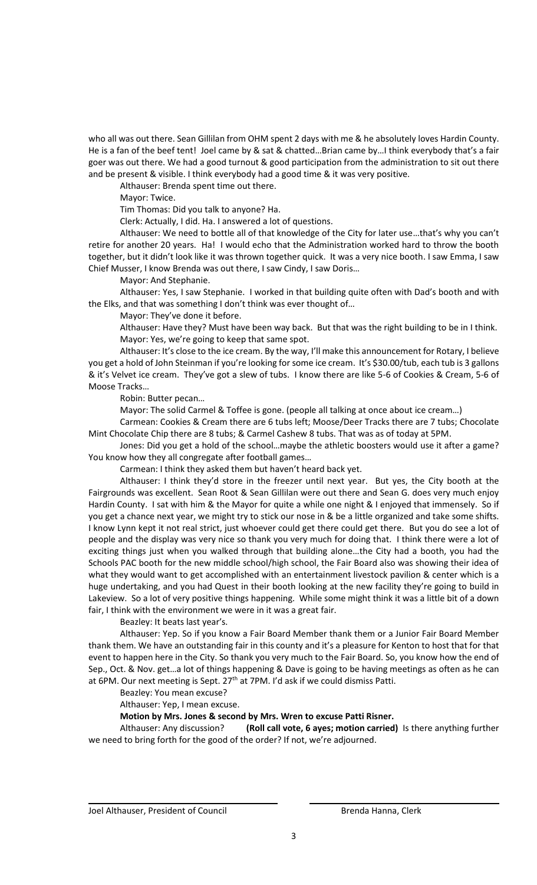who all was out there. Sean Gillilan from OHM spent 2 days with me & he absolutely loves Hardin County. He is a fan of the beef tent! Joel came by & sat & chatted…Brian came by…I think everybody that's a fair goer was out there. We had a good turnout & good participation from the administration to sit out there and be present & visible. I think everybody had a good time & it was very positive.

Althauser: Brenda spent time out there.

Mayor: Twice.

Tim Thomas: Did you talk to anyone? Ha.

Clerk: Actually, I did. Ha. I answered a lot of questions.

Althauser: We need to bottle all of that knowledge of the City for later use…that's why you can't retire for another 20 years. Ha! I would echo that the Administration worked hard to throw the booth together, but it didn't look like it was thrown together quick. It was a very nice booth. I saw Emma, I saw Chief Musser, I know Brenda was out there, I saw Cindy, I saw Doris…

Mayor: And Stephanie.

Althauser: Yes, I saw Stephanie. I worked in that building quite often with Dad's booth and with the Elks, and that was something I don't think was ever thought of…

Mayor: They've done it before.

Althauser: Have they? Must have been way back. But that was the right building to be in I think.

Mayor: Yes, we're going to keep that same spot.

Althauser: It's close to the ice cream. By the way, I'll make this announcement for Rotary, I believe you get a hold of John Steinman if you're looking for some ice cream. It's $30.00/tub, each tub is 3 gallons & it's Velvet ice cream. They've got a slew of tubs. I know there are like 5-6 of Cookies & Cream, 5-6 of Moose Tracks…

Robin: Butter pecan…

Mayor: The solid Carmel & Toffee is gone. (people all talking at once about ice cream…)

Carmean: Cookies & Cream there are 6 tubs left; Moose/Deer Tracks there are 7 tubs; Chocolate Mint Chocolate Chip there are 8 tubs; & Carmel Cashew 8 tubs. That was as of today at 5PM.

Jones: Did you get a hold of the school…maybe the athletic boosters would use it after a game? You know how they all congregate after football games…

Carmean: I think they asked them but haven't heard back yet.

Althauser: I think they'd store in the freezer until next year. But yes, the City booth at the Fairgrounds was excellent. Sean Root & Sean Gillilan were out there and Sean G. does very much enjoy Hardin County. I sat with him & the Mayor for quite a while one night & I enjoyed that immensely. So if you get a chance next year, we might try to stick our nose in & be a little organized and take some shifts. I know Lynn kept it not real strict, just whoever could get there could get there. But you do see a lot of people and the display was very nice so thank you very much for doing that. I think there were a lot of exciting things just when you walked through that building alone…the City had a booth, you had the Schools PAC booth for the new middle school/high school, the Fair Board also was showing their idea of what they would want to get accomplished with an entertainment livestock pavilion & center which is a huge undertaking, and you had Quest in their booth looking at the new facility they're going to build in Lakeview. So a lot of very positive things happening. While some might think it was a little bit of a down fair, I think with the environment we were in it was a great fair.

Beazley: It beats last year's.

Althauser: Yep. So if you know a Fair Board Member thank them or a Junior Fair Board Member thank them. We have an outstanding fair in this county and it's a pleasure for Kenton to host that for that event to happen here in the City. So thank you very much to the Fair Board. So, you know how the end of Sep., Oct. & Nov. get…a lot of things happening & Dave is going to be having meetings as often as he can at 6PM. Our next meeting is Sept. 27th at 7PM. I'd ask if we could dismiss Patti.

Beazley: You mean excuse?

Althauser: Yep, I mean excuse.

**Motion by Mrs. Jones & second by Mrs. Wren to excuse Patti Risner.**

Althauser: Any discussion? **(Roll call vote, 6 ayes; motion carried)** Is there anything further we need to bring forth for the good of the order? If not, we're adjourned.

Joel Althauser, President of Council

Brenda Hanna, Clerk